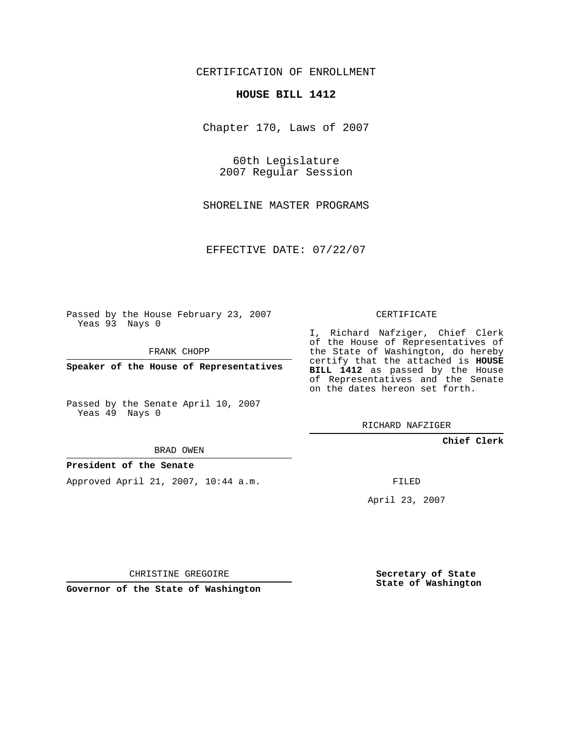CERTIFICATION OF ENROLLMENT

**HOUSE BILL 1412**

Chapter 170, Laws of 2007

60th Legislature
2007 Regular Session

SHORELINE MASTER PROGRAMS

EFFECTIVE DATE: 07/22/07

Passed by the House February 23, 2007
Yeas 93 Nays 0

FRANK CHOPP

**Speaker of the House of Representatives**

Passed by the Senate April 10, 2007
Yeas 49 Nays 0

BRAD OWEN

**President of the Senate**

Approved April 21, 2007, 10:44 a.m.

CHRISTINE GREGOIRE

**Governor of the State of Washington**

CERTIFICATE

I, Richard Nafziger, Chief Clerk of the House of Representatives of the State of Washington, do hereby certify that the attached is **HOUSE BILL 1412** as passed by the House of Representatives and the Senate on the dates hereon set forth.

RICHARD NAFZIGER

**Chief Clerk**

FILED

April 23, 2007

**Secretary of State**
**State of Washington**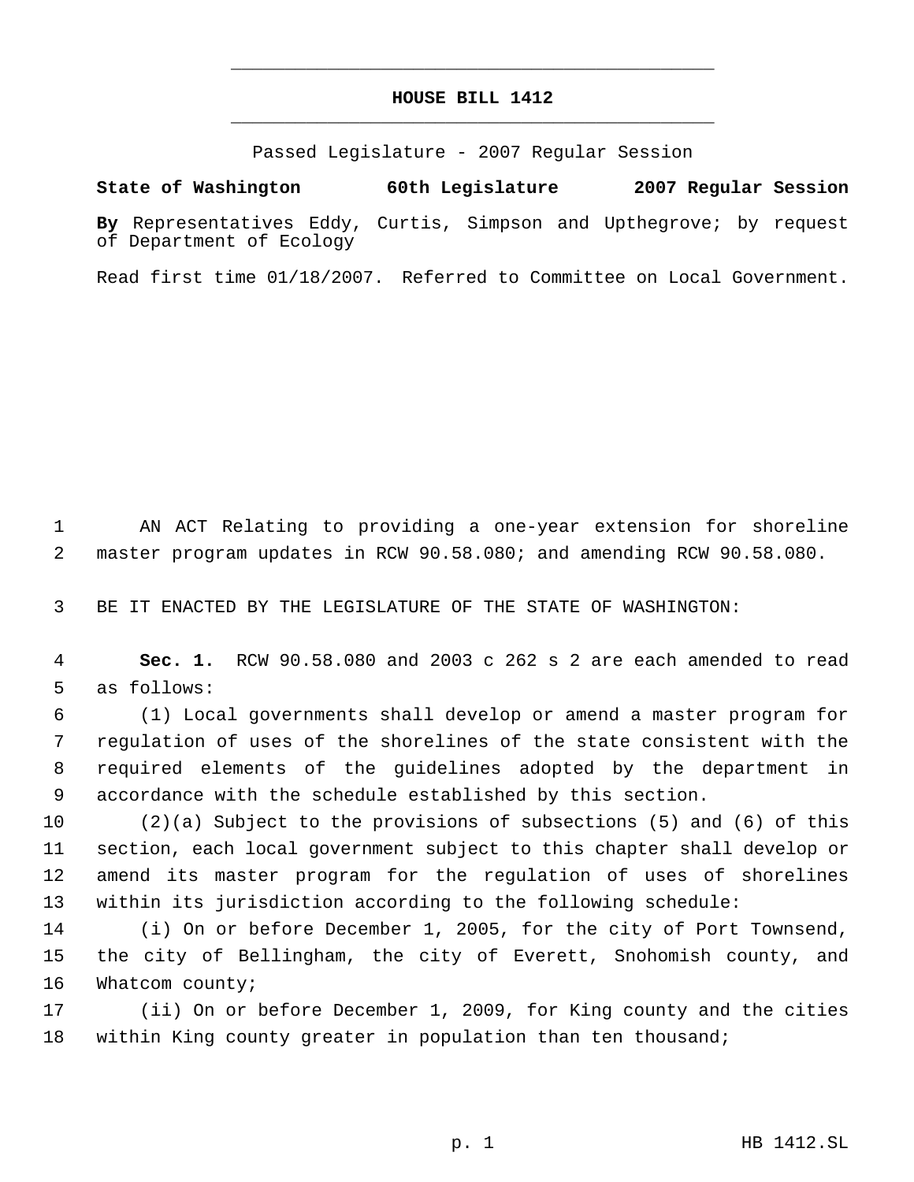# HOUSE BILL 1412

Passed Legislature - 2007 Regular Session

**State of Washington** **60th Legislature** **2007 Regular Session**

**By** Representatives Eddy, Curtis, Simpson and Upthegrove; by request of Department of Ecology

Read first time 01/18/2007. Referred to Committee on Local Government.

AN ACT Relating to providing a one-year extension for shoreline master program updates in RCW 90.58.080; and amending RCW 90.58.080.

BE IT ENACTED BY THE LEGISLATURE OF THE STATE OF WASHINGTON:

**Sec. 1.** RCW 90.58.080 and 2003 c 262 s 2 are each amended to read as follows:

(1) Local governments shall develop or amend a master program for regulation of uses of the shorelines of the state consistent with the required elements of the guidelines adopted by the department in accordance with the schedule established by this section.

(2)(a) Subject to the provisions of subsections (5) and (6) of this section, each local government subject to this chapter shall develop or amend its master program for the regulation of uses of shorelines within its jurisdiction according to the following schedule:

(i) On or before December 1, 2005, for the city of Port Townsend, the city of Bellingham, the city of Everett, Snohomish county, and Whatcom county;

(ii) On or before December 1, 2009, for King county and the cities within King county greater in population than ten thousand;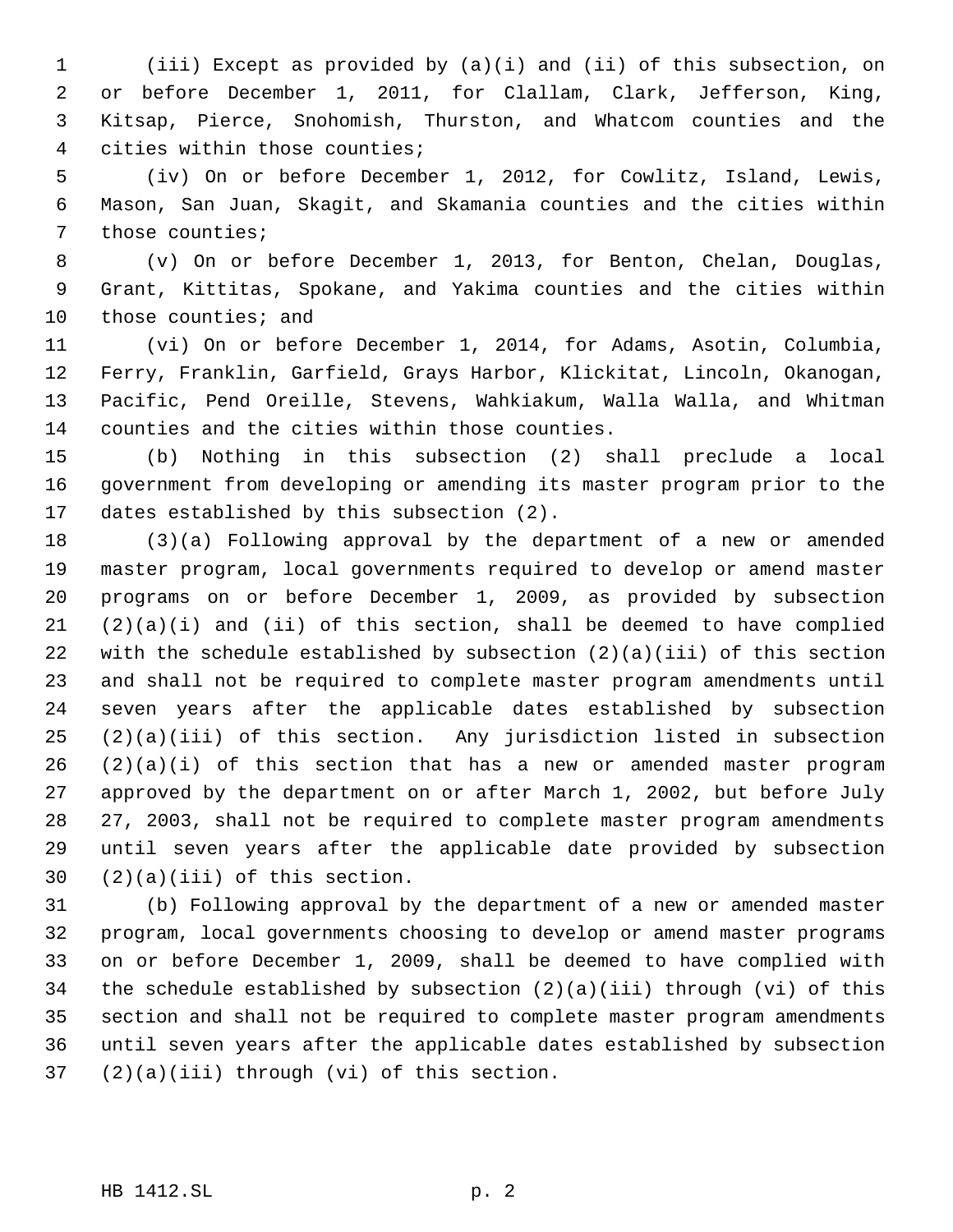(iii) Except as provided by (a)(i) and (ii) of this subsection, on or before December 1, 2011, for Clallam, Clark, Jefferson, King, Kitsap, Pierce, Snohomish, Thurston, and Whatcom counties and the cities within those counties;

(iv) On or before December 1, 2012, for Cowlitz, Island, Lewis, Mason, San Juan, Skagit, and Skamania counties and the cities within those counties;

(v) On or before December 1, 2013, for Benton, Chelan, Douglas, Grant, Kittitas, Spokane, and Yakima counties and the cities within those counties; and

(vi) On or before December 1, 2014, for Adams, Asotin, Columbia, Ferry, Franklin, Garfield, Grays Harbor, Klickitat, Lincoln, Okanogan, Pacific, Pend Oreille, Stevens, Wahkiakum, Walla Walla, and Whitman counties and the cities within those counties.

(b) Nothing in this subsection (2) shall preclude a local government from developing or amending its master program prior to the dates established by this subsection (2).

(3)(a) Following approval by the department of a new or amended master program, local governments required to develop or amend master programs on or before December 1, 2009, as provided by subsection (2)(a)(i) and (ii) of this section, shall be deemed to have complied with the schedule established by subsection (2)(a)(iii) of this section and shall not be required to complete master program amendments until seven years after the applicable dates established by subsection (2)(a)(iii) of this section. Any jurisdiction listed in subsection (2)(a)(i) of this section that has a new or amended master program approved by the department on or after March 1, 2002, but before July 27, 2003, shall not be required to complete master program amendments until seven years after the applicable date provided by subsection (2)(a)(iii) of this section.

(b) Following approval by the department of a new or amended master program, local governments choosing to develop or amend master programs on or before December 1, 2009, shall be deemed to have complied with the schedule established by subsection (2)(a)(iii) through (vi) of this section and shall not be required to complete master program amendments until seven years after the applicable dates established by subsection (2)(a)(iii) through (vi) of this section.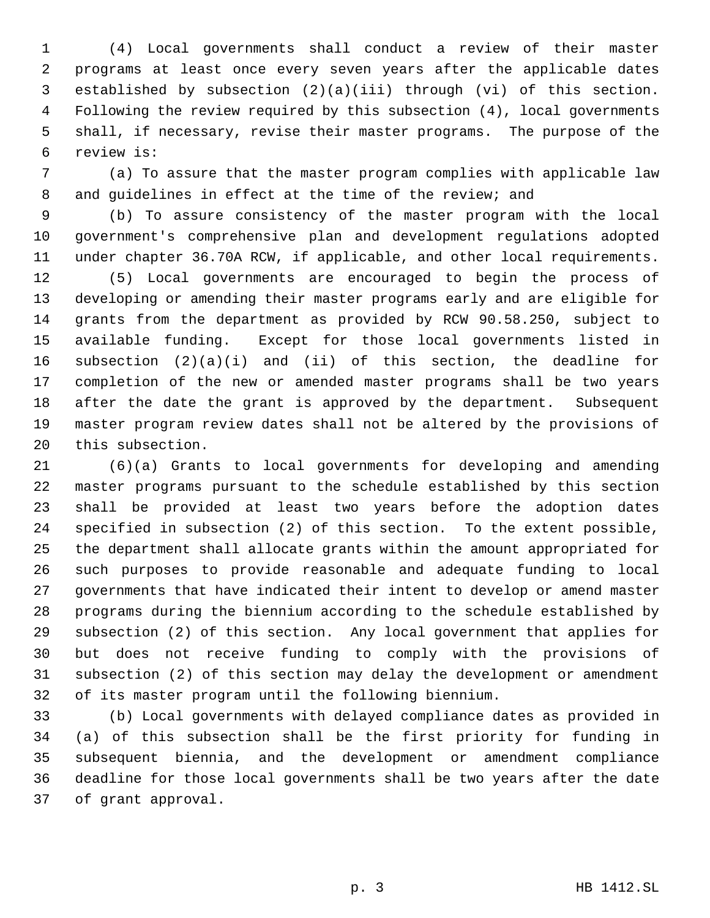(4) Local governments shall conduct a review of their master programs at least once every seven years after the applicable dates established by subsection (2)(a)(iii) through (vi) of this section. Following the review required by this subsection (4), local governments shall, if necessary, revise their master programs. The purpose of the review is:

(a) To assure that the master program complies with applicable law and guidelines in effect at the time of the review; and

(b) To assure consistency of the master program with the local government's comprehensive plan and development regulations adopted under chapter 36.70A RCW, if applicable, and other local requirements.

(5) Local governments are encouraged to begin the process of developing or amending their master programs early and are eligible for grants from the department as provided by RCW 90.58.250, subject to available funding. Except for those local governments listed in subsection (2)(a)(i) and (ii) of this section, the deadline for completion of the new or amended master programs shall be two years after the date the grant is approved by the department. Subsequent master program review dates shall not be altered by the provisions of this subsection.

(6)(a) Grants to local governments for developing and amending master programs pursuant to the schedule established by this section shall be provided at least two years before the adoption dates specified in subsection (2) of this section. To the extent possible, the department shall allocate grants within the amount appropriated for such purposes to provide reasonable and adequate funding to local governments that have indicated their intent to develop or amend master programs during the biennium according to the schedule established by subsection (2) of this section. Any local government that applies for but does not receive funding to comply with the provisions of subsection (2) of this section may delay the development or amendment of its master program until the following biennium.

(b) Local governments with delayed compliance dates as provided in (a) of this subsection shall be the first priority for funding in subsequent biennia, and the development or amendment compliance deadline for those local governments shall be two years after the date of grant approval.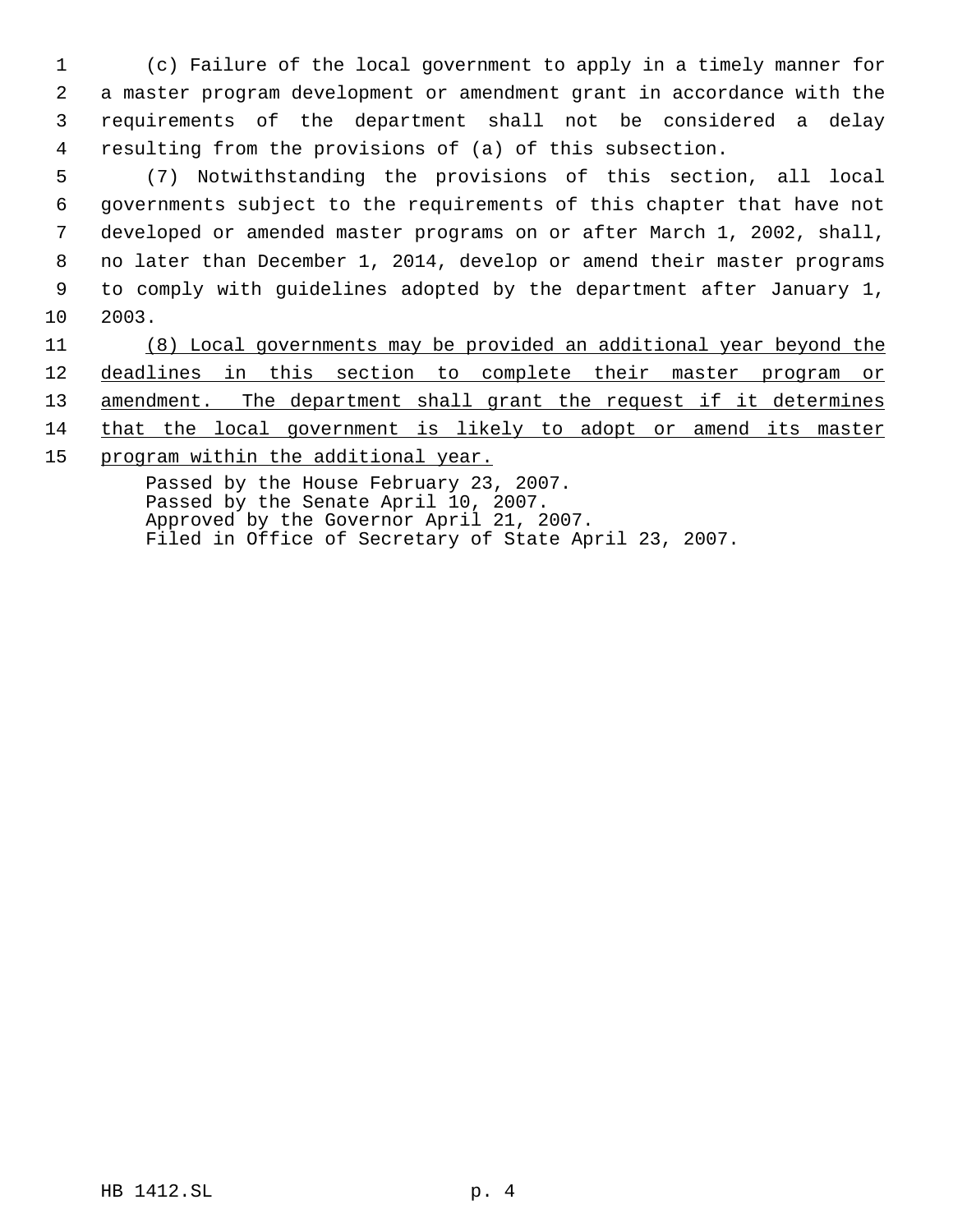(c) Failure of the local government to apply in a timely manner for a master program development or amendment grant in accordance with the requirements of the department shall not be considered a delay resulting from the provisions of (a) of this subsection.

(7) Notwithstanding the provisions of this section, all local governments subject to the requirements of this chapter that have not developed or amended master programs on or after March 1, 2002, shall, no later than December 1, 2014, develop or amend their master programs to comply with guidelines adopted by the department after January 1, 2003.

<u>(8) Local governments may be provided an additional year beyond the deadlines in this section to complete their master program or amendment. The department shall grant the request if it determines that the local government is likely to adopt or amend its master program within the additional year.</u>

Passed by the House February 23, 2007.
Passed by the Senate April 10, 2007.
Approved by the Governor April 21, 2007.
Filed in Office of Secretary of State April 23, 2007.